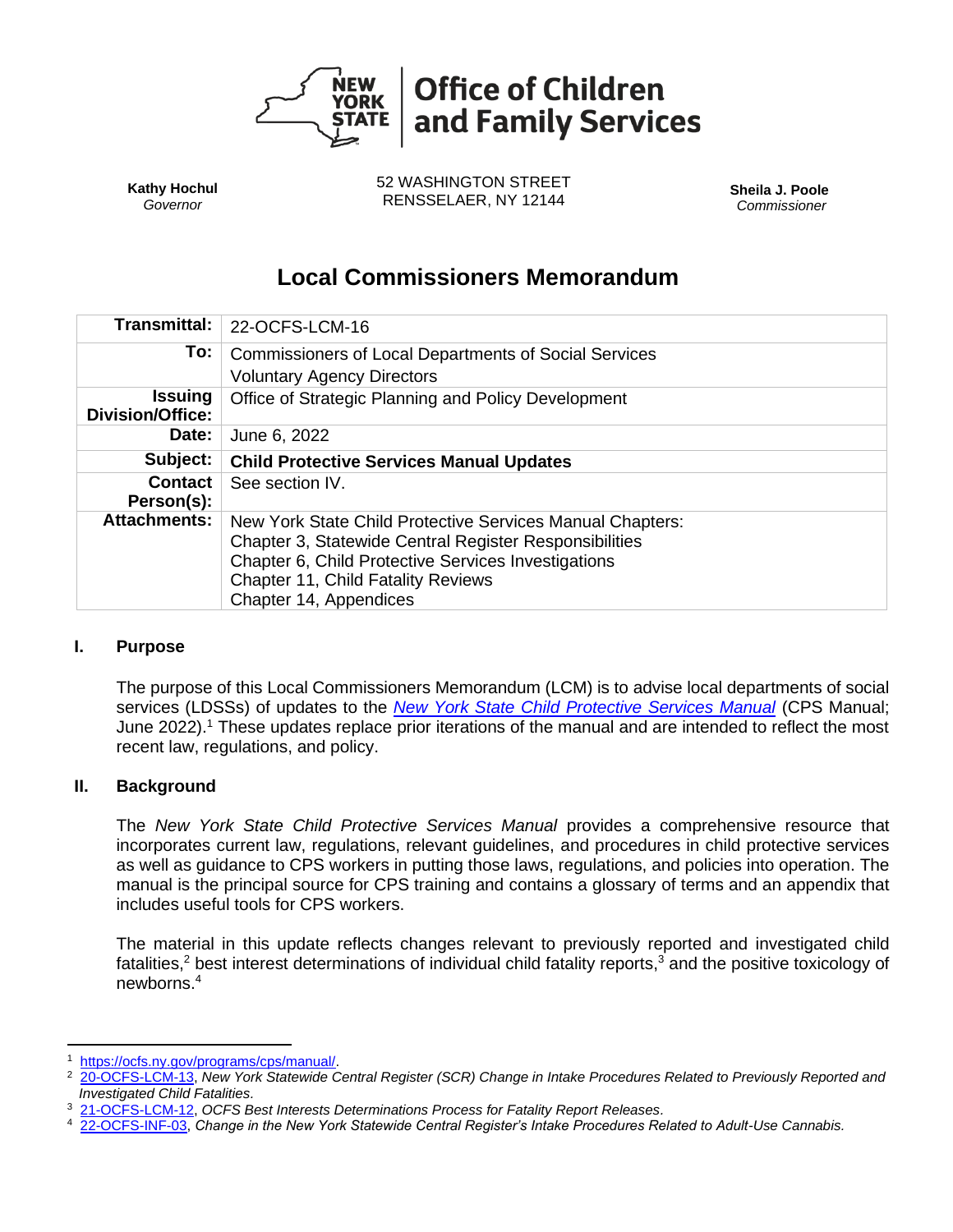**Office of Children and Family Services**

| | | |
|---|---|---|
| **Kathy Hochul** *Governor* | 52 WASHINGTON STREET RENSSELAER, NY 12144 | **Sheila J. Poole** *Commissioner* |

# Local Commissioners Memorandum

| | |
|---|---|
| **Transmittal:** | 22-OCFS-LCM-16 |
| **To:** | Commissioners of Local Departments of Social Services<br>Voluntary Agency Directors |
| **Issuing Division/Office:** | Office of Strategic Planning and Policy Development |
| **Date:** | June 6, 2022 |
| **Subject:** | **Child Protective Services Manual Updates** |
| **Contact Person(s):** | See section IV. |
| **Attachments:** | New York State Child Protective Services Manual Chapters:<br>Chapter 3, Statewide Central Register Responsibilities<br>Chapter 6, Child Protective Services Investigations<br>Chapter 11, Child Fatality Reviews<br>Chapter 14, Appendices |

## I. Purpose

The purpose of this Local Commissioners Memorandum (LCM) is to advise local departments of social services (LDSSs) of updates to the *New York State Child Protective Services Manual* (CPS Manual; June 2022).[1] These updates replace prior iterations of the manual and are intended to reflect the most recent law, regulations, and policy.

## II. Background

The *New York State Child Protective Services Manual* provides a comprehensive resource that incorporates current law, regulations, relevant guidelines, and procedures in child protective services as well as guidance to CPS workers in putting those laws, regulations, and policies into operation. The manual is the principal source for CPS training and contains a glossary of terms and an appendix that includes useful tools for CPS workers.

The material in this update reflects changes relevant to previously reported and investigated child fatalities,[2] best interest determinations of individual child fatality reports,[3] and the positive toxicology of newborns.[4]

---

[1] https://ocfs.ny.gov/programs/cps/manual/.

[2] 20-OCFS-LCM-13, *New York Statewide Central Register (SCR) Change in Intake Procedures Related to Previously Reported and Investigated Child Fatalities.*

[3] 21-OCFS-LCM-12, *OCFS Best Interests Determinations Process for Fatality Report Releases.*

[4] 22-OCFS-INF-03, *Change in the New York Statewide Central Register's Intake Procedures Related to Adult-Use Cannabis.*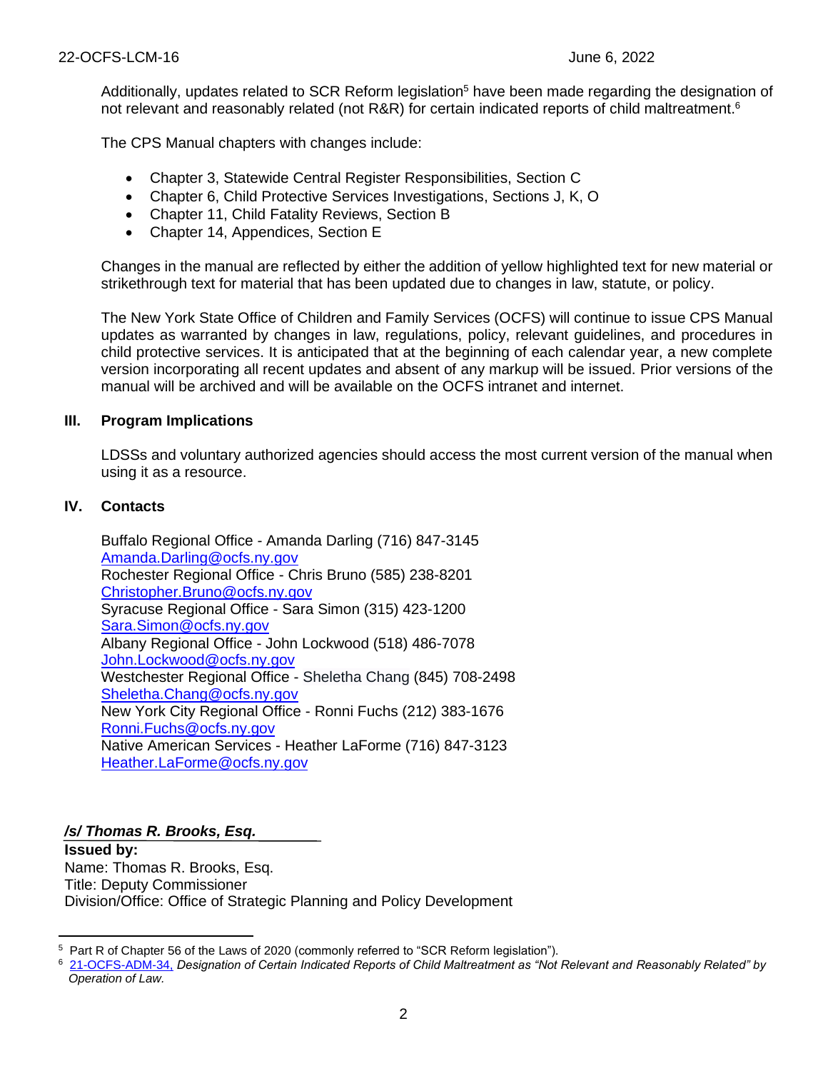Additionally, updates related to SCR Reform legislation[5] have been made regarding the designation of not relevant and reasonably related (not R&R) for certain indicated reports of child maltreatment.[6]

The CPS Manual chapters with changes include:

- Chapter 3, Statewide Central Register Responsibilities, Section C
- Chapter 6, Child Protective Services Investigations, Sections J, K, O
- Chapter 11, Child Fatality Reviews, Section B
- Chapter 14, Appendices, Section E

Changes in the manual are reflected by either the addition of yellow highlighted text for new material or strikethrough text for material that has been updated due to changes in law, statute, or policy.

The New York State Office of Children and Family Services (OCFS) will continue to issue CPS Manual updates as warranted by changes in law, regulations, policy, relevant guidelines, and procedures in child protective services. It is anticipated that at the beginning of each calendar year, a new complete version incorporating all recent updates and absent of any markup will be issued. Prior versions of the manual will be archived and will be available on the OCFS intranet and internet.

## III. Program Implications

LDSSs and voluntary authorized agencies should access the most current version of the manual when using it as a resource.

## IV. Contacts

Buffalo Regional Office - Amanda Darling (716) 847-3145
Amanda.Darling@ocfs.ny.gov
Rochester Regional Office - Chris Bruno (585) 238-8201
Christopher.Bruno@ocfs.ny.gov
Syracuse Regional Office - Sara Simon (315) 423-1200
Sara.Simon@ocfs.ny.gov
Albany Regional Office - John Lockwood (518) 486-7078
John.Lockwood@ocfs.ny.gov
Westchester Regional Office - Sheletha Chang (845) 708-2498
Sheletha.Chang@ocfs.ny.gov
New York City Regional Office - Ronni Fuchs (212) 383-1676
Ronni.Fuchs@ocfs.ny.gov
Native American Services - Heather LaForme (716) 847-3123
Heather.LaForme@ocfs.ny.gov

***/s/ Thomas R. Brooks, Esq.***

**Issued by:**
Name: Thomas R. Brooks, Esq.
Title: Deputy Commissioner
Division/Office: Office of Strategic Planning and Policy Development

---

[5] Part R of Chapter 56 of the Laws of 2020 (commonly referred to "SCR Reform legislation").

[6] 21-OCFS-ADM-34, *Designation of Certain Indicated Reports of Child Maltreatment as "Not Relevant and Reasonably Related" by Operation of Law.*